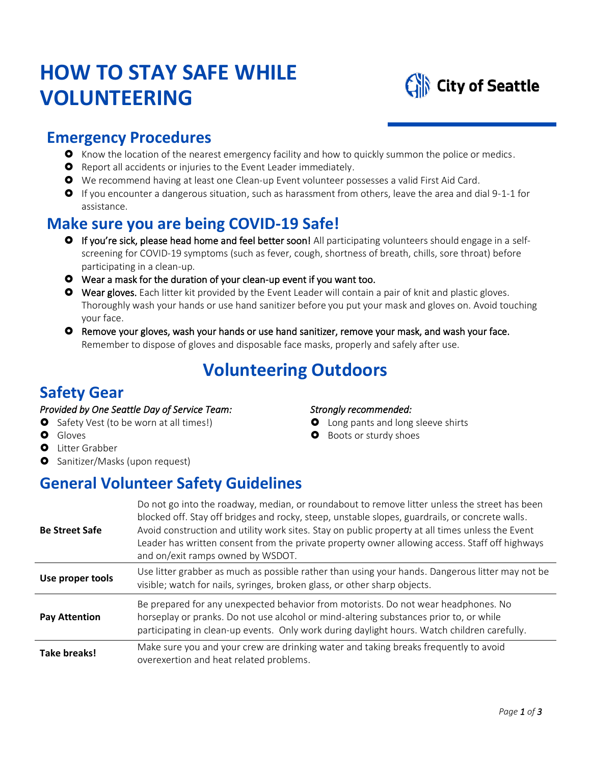# HOW TO STAY SAFE WHILE VOLUNTEERING

City of Seattle

## Emergency Procedures

- Know the location of the nearest emergency facility and how to quickly summon the police or medics.
- Report all accidents or injuries to the Event Leader immediately.
- We recommend having at least one Clean-up Event volunteer possesses a valid First Aid Card.
- If you encounter a dangerous situation, such as harassment from others, leave the area and dial 9-1-1 for assistance.

## Make sure you are being COVID-19 Safe!

- If you're sick, please head home and feel better soon! All participating volunteers should engage in a self-screening for COVID-19 symptoms (such as fever, cough, shortness of breath, chills, sore throat) before participating in a clean-up.
- Wear a mask for the duration of your clean-up event if you want too.
- Wear gloves. Each litter kit provided by the Event Leader will contain a pair of knit and plastic gloves. Thoroughly wash your hands or use hand sanitizer before you put your mask and gloves on. Avoid touching your face.
- Remove your gloves, wash your hands or use hand sanitizer, remove your mask, and wash your face. Remember to dispose of gloves and disposable face masks, properly and safely after use.

# Volunteering Outdoors

## Safety Gear

*Provided by One Seattle Day of Service Team:*

- Safety Vest (to be worn at all times!)
- Gloves
- Litter Grabber
- Sanitizer/Masks (upon request)

*Strongly recommended:*

- Long pants and long sleeve shirts
- Boots or sturdy shoes

## General Volunteer Safety Guidelines

| | |
|---|---|
| **Be Street Safe** | Do not go into the roadway, median, or roundabout to remove litter unless the street has been blocked off. Stay off bridges and rocky, steep, unstable slopes, guardrails, or concrete walls. Avoid construction and utility work sites. Stay on public property at all times unless the Event Leader has written consent from the private property owner allowing access. Staff off highways and on/exit ramps owned by WSDOT. |
| **Use proper tools** | Use litter grabber as much as possible rather than using your hands. Dangerous litter may not be visible; watch for nails, syringes, broken glass, or other sharp objects. |
| **Pay Attention** | Be prepared for any unexpected behavior from motorists. Do not wear headphones. No horseplay or pranks. Do not use alcohol or mind-altering substances prior to, or while participating in clean-up events. Only work during daylight hours. Watch children carefully. |
| **Take breaks!** | Make sure you and your crew are drinking water and taking breaks frequently to avoid overexertion and heat related problems. |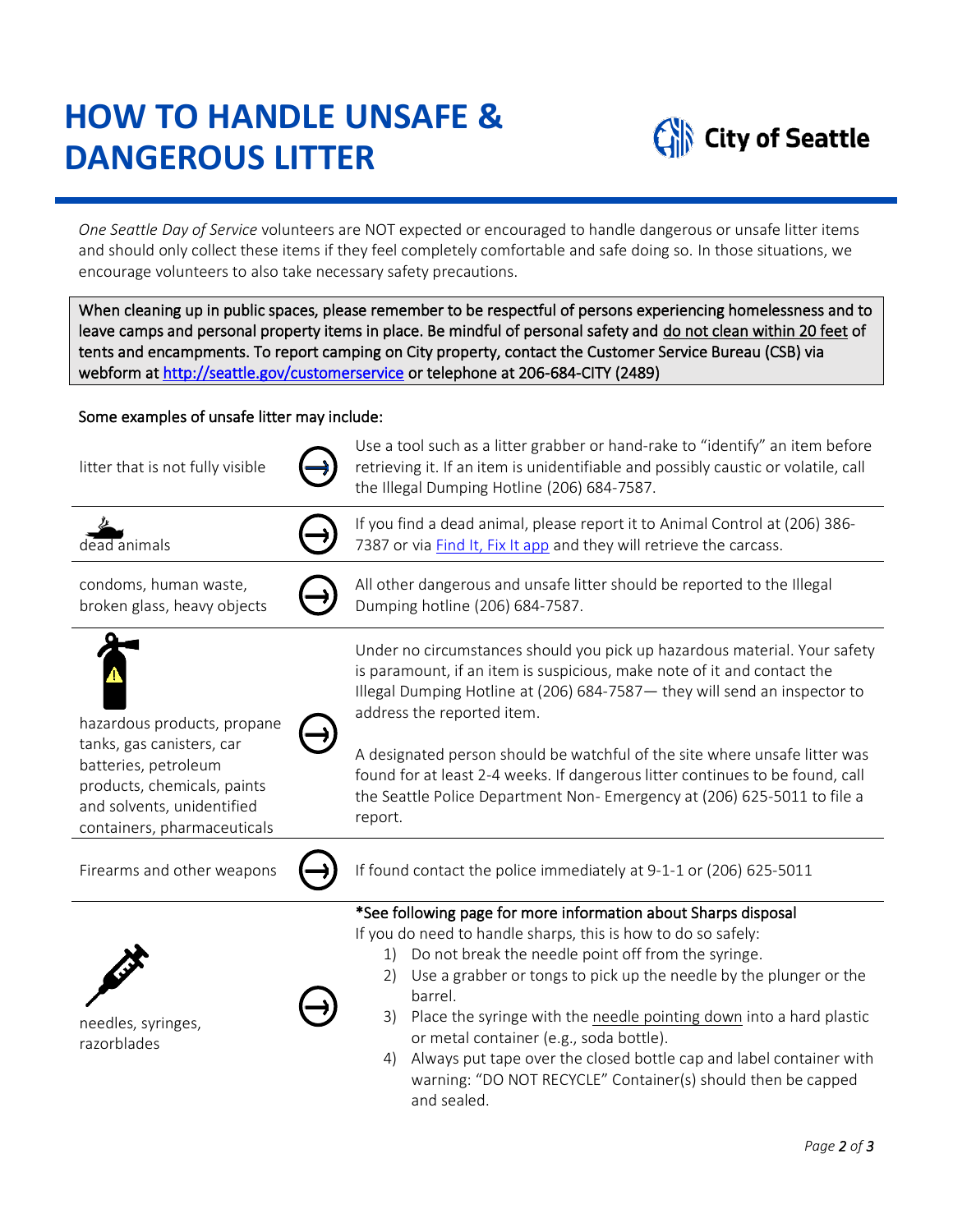# HOW TO HANDLE UNSAFE & DANGEROUS LITTER

City of Seattle

*One Seattle Day of Service* volunteers are NOT expected or encouraged to handle dangerous or unsafe litter items and should only collect these items if they feel completely comfortable and safe doing so. In those situations, we encourage volunteers to also take necessary safety precautions.

> When cleaning up in public spaces, please remember to be respectful of persons experiencing homelessness and to leave camps and personal property items in place. Be mindful of personal safety and <u>do not clean within 20 feet</u> of tents and encampments. To report camping on City property, contact the Customer Service Bureau (CSB) via webform at [http://seattle.gov/customerservice](http://seattle.gov/customerservice) or telephone at 206-684-CITY (2489)

Some examples of unsafe litter may include:

| Item | Action |
|---|---|
| litter that is not fully visible | Use a tool such as a litter grabber or hand-rake to "identify" an item before retrieving it. If an item is unidentifiable and possibly caustic or volatile, call the Illegal Dumping Hotline (206) 684-7587. |
| dead animals | If you find a dead animal, please report it to Animal Control at (206) 386-7387 or via Find It, Fix It app and they will retrieve the carcass. |
| condoms, human waste, broken glass, heavy objects | All other dangerous and unsafe litter should be reported to the Illegal Dumping hotline (206) 684-7587. |
| hazardous products, propane tanks, gas canisters, car batteries, petroleum products, chemicals, paints and solvents, unidentified containers, pharmaceuticals | Under no circumstances should you pick up hazardous material. Your safety is paramount, if an item is suspicious, make note of it and contact the Illegal Dumping Hotline at (206) 684-7587— they will send an inspector to address the reported item.<br><br>A designated person should be watchful of the site where unsafe litter was found for at least 2-4 weeks. If dangerous litter continues to be found, call the Seattle Police Department Non- Emergency at (206) 625-5011 to file a report. |
| Firearms and other weapons | If found contact the police immediately at 9-1-1 or (206) 625-5011 |
| needles, syringes, razorblades | *See following page for more information about Sharps disposal<br>If you do need to handle sharps, this is how to do so safely:<br>1) Do not break the needle point off from the syringe.<br>2) Use a grabber or tongs to pick up the needle by the plunger or the barrel.<br>3) Place the syringe with the <u>needle pointing down</u> into a hard plastic or metal container (e.g., soda bottle).<br>4) Always put tape over the closed bottle cap and label container with warning: "DO NOT RECYCLE" Container(s) should then be capped and sealed. |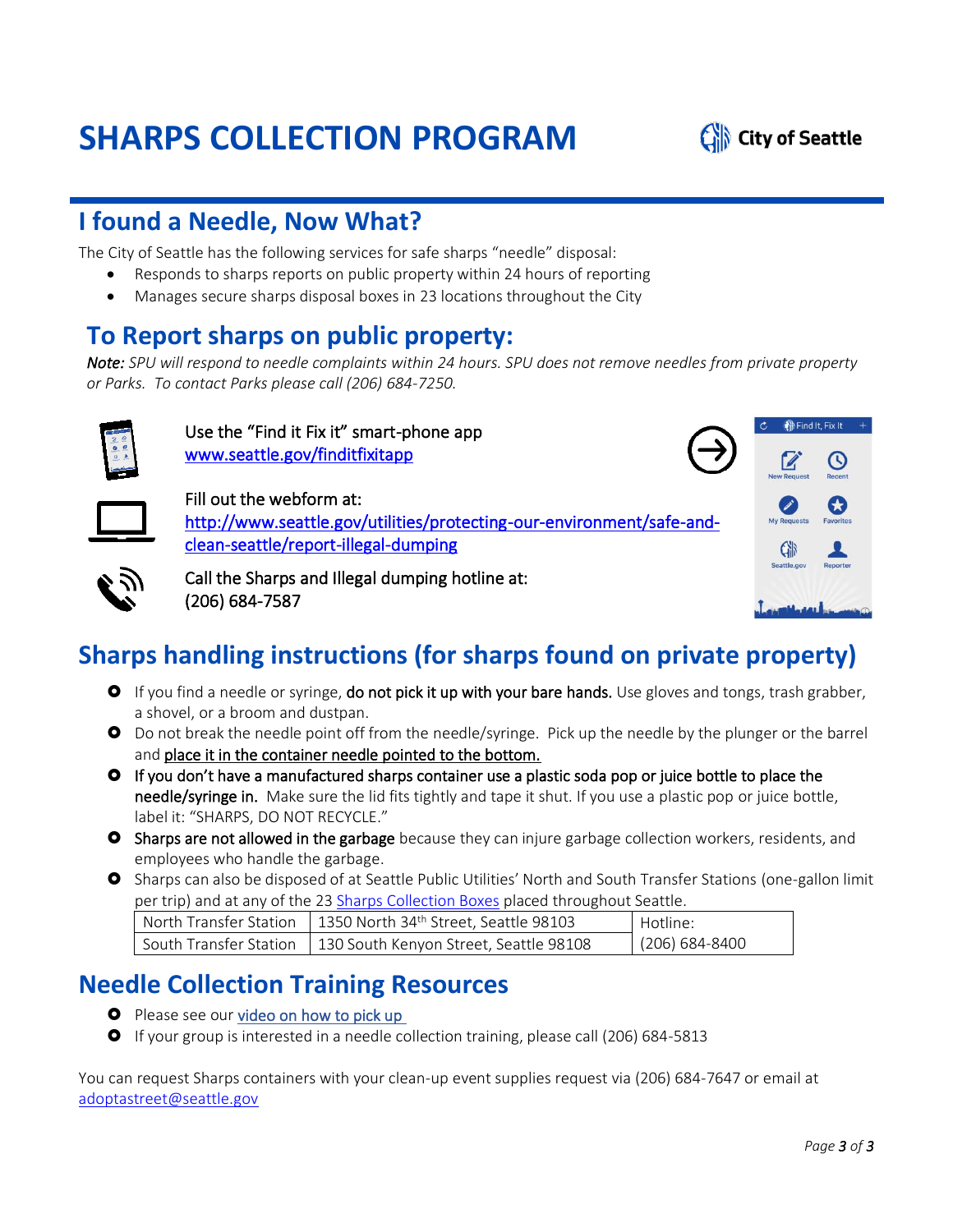# SHARPS COLLECTION PROGRAM

City of Seattle

## I found a Needle, Now What?

The City of Seattle has the following services for safe sharps "needle" disposal:

- Responds to sharps reports on public property within 24 hours of reporting
- Manages secure sharps disposal boxes in 23 locations throughout the City

## To Report sharps on public property:

***Note:*** *SPU will respond to needle complaints within 24 hours. SPU does not remove needles from private property or Parks. To contact Parks please call (206) 684-7250.*

Use the "Find it Fix it" smart-phone app
www.seattle.gov/finditfixitapp

Fill out the webform at:
http://www.seattle.gov/utilities/protecting-our-environment/safe-and-clean-seattle/report-illegal-dumping

Call the Sharps and Illegal dumping hotline at:
(206) 684-7587

## Sharps handling instructions (for sharps found on private property)

- If you find a needle or syringe, **do not pick it up with your bare hands.** Use gloves and tongs, trash grabber, a shovel, or a broom and dustpan.
- Do not break the needle point off from the needle/syringe. Pick up the needle by the plunger or the barrel and place it in the container needle pointed to the bottom.
- **If you don't have a manufactured sharps container use a plastic soda pop or juice bottle to place the needle/syringe in.** Make sure the lid fits tightly and tape it shut. If you use a plastic pop or juice bottle, label it: "SHARPS, DO NOT RECYCLE."
- **Sharps are not allowed in the garbage** because they can injure garbage collection workers, residents, and employees who handle the garbage.
- Sharps can also be disposed of at Seattle Public Utilities' North and South Transfer Stations (one-gallon limit per trip) and at any of the 23 Sharps Collection Boxes placed throughout Seattle.

| | | |
|---|---|---|
| North Transfer Station | 1350 North 34th Street, Seattle 98103 | Hotline: |
| South Transfer Station | 130 South Kenyon Street, Seattle 98108 | (206) 684-8400 |

## Needle Collection Training Resources

- Please see our video on how to pick up
- If your group is interested in a needle collection training, please call (206) 684-5813

You can request Sharps containers with your clean-up event supplies request via (206) 684-7647 or email at adoptastreet@seattle.gov